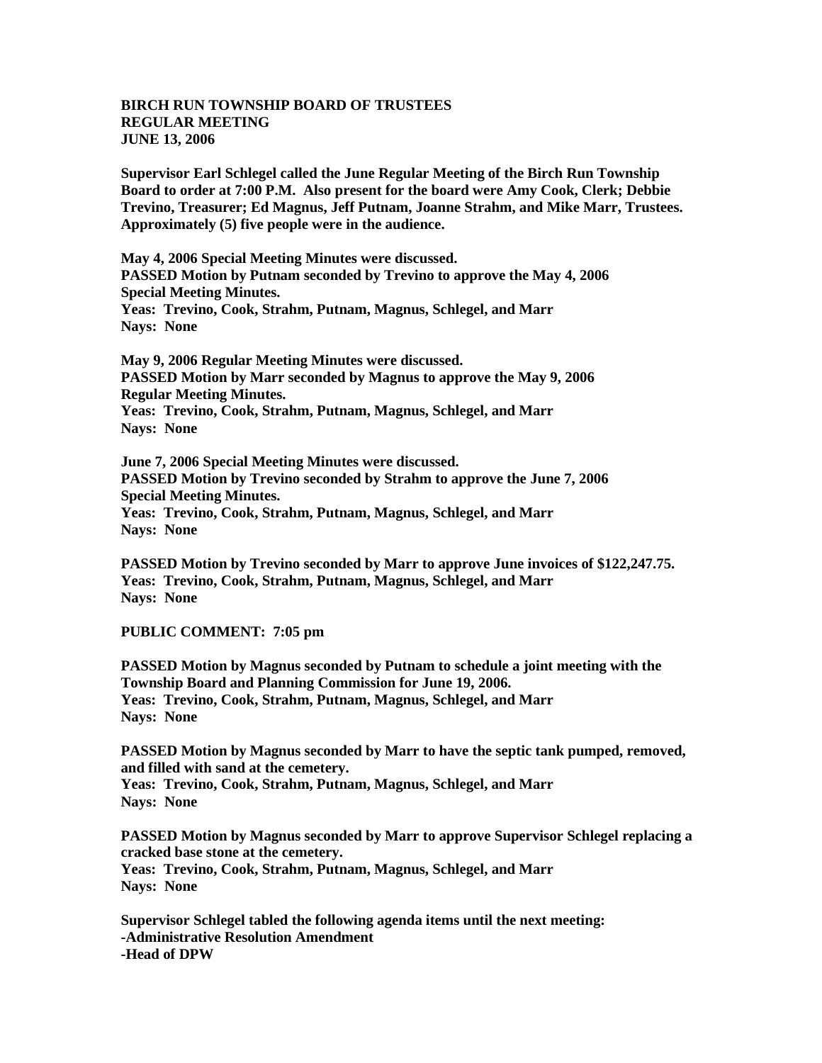**BIRCH RUN TOWNSHIP BOARD OF TRUSTEES**
**REGULAR MEETING**
**JUNE 13, 2006**

**Supervisor Earl Schlegel called the June Regular Meeting of the Birch Run Township Board to order at 7:00 P.M. Also present for the board were Amy Cook, Clerk; Debbie Trevino, Treasurer; Ed Magnus, Jeff Putnam, Joanne Strahm, and Mike Marr, Trustees. Approximately (5) five people were in the audience.**

**May 4, 2006 Special Meeting Minutes were discussed.**
**PASSED Motion by Putnam seconded by Trevino to approve the May 4, 2006 Special Meeting Minutes.**
**Yeas: Trevino, Cook, Strahm, Putnam, Magnus, Schlegel, and Marr**
**Nays: None**

**May 9, 2006 Regular Meeting Minutes were discussed.**
**PASSED Motion by Marr seconded by Magnus to approve the May 9, 2006 Regular Meeting Minutes.**
**Yeas: Trevino, Cook, Strahm, Putnam, Magnus, Schlegel, and Marr**
**Nays: None**

**June 7, 2006 Special Meeting Minutes were discussed.**
**PASSED Motion by Trevino seconded by Strahm to approve the June 7, 2006 Special Meeting Minutes.**
**Yeas: Trevino, Cook, Strahm, Putnam, Magnus, Schlegel, and Marr**
**Nays: None**

**PASSED Motion by Trevino seconded by Marr to approve June invoices of $122,247.75.**
**Yeas: Trevino, Cook, Strahm, Putnam, Magnus, Schlegel, and Marr**
**Nays: None**

**PUBLIC COMMENT: 7:05 pm**

**PASSED Motion by Magnus seconded by Putnam to schedule a joint meeting with the Township Board and Planning Commission for June 19, 2006.**
**Yeas: Trevino, Cook, Strahm, Putnam, Magnus, Schlegel, and Marr**
**Nays: None**

**PASSED Motion by Magnus seconded by Marr to have the septic tank pumped, removed, and filled with sand at the cemetery.**
**Yeas: Trevino, Cook, Strahm, Putnam, Magnus, Schlegel, and Marr**
**Nays: None**

**PASSED Motion by Magnus seconded by Marr to approve Supervisor Schlegel replacing a cracked base stone at the cemetery.**
**Yeas: Trevino, Cook, Strahm, Putnam, Magnus, Schlegel, and Marr**
**Nays: None**

**Supervisor Schlegel tabled the following agenda items until the next meeting:**
**-Administrative Resolution Amendment**
**-Head of DPW**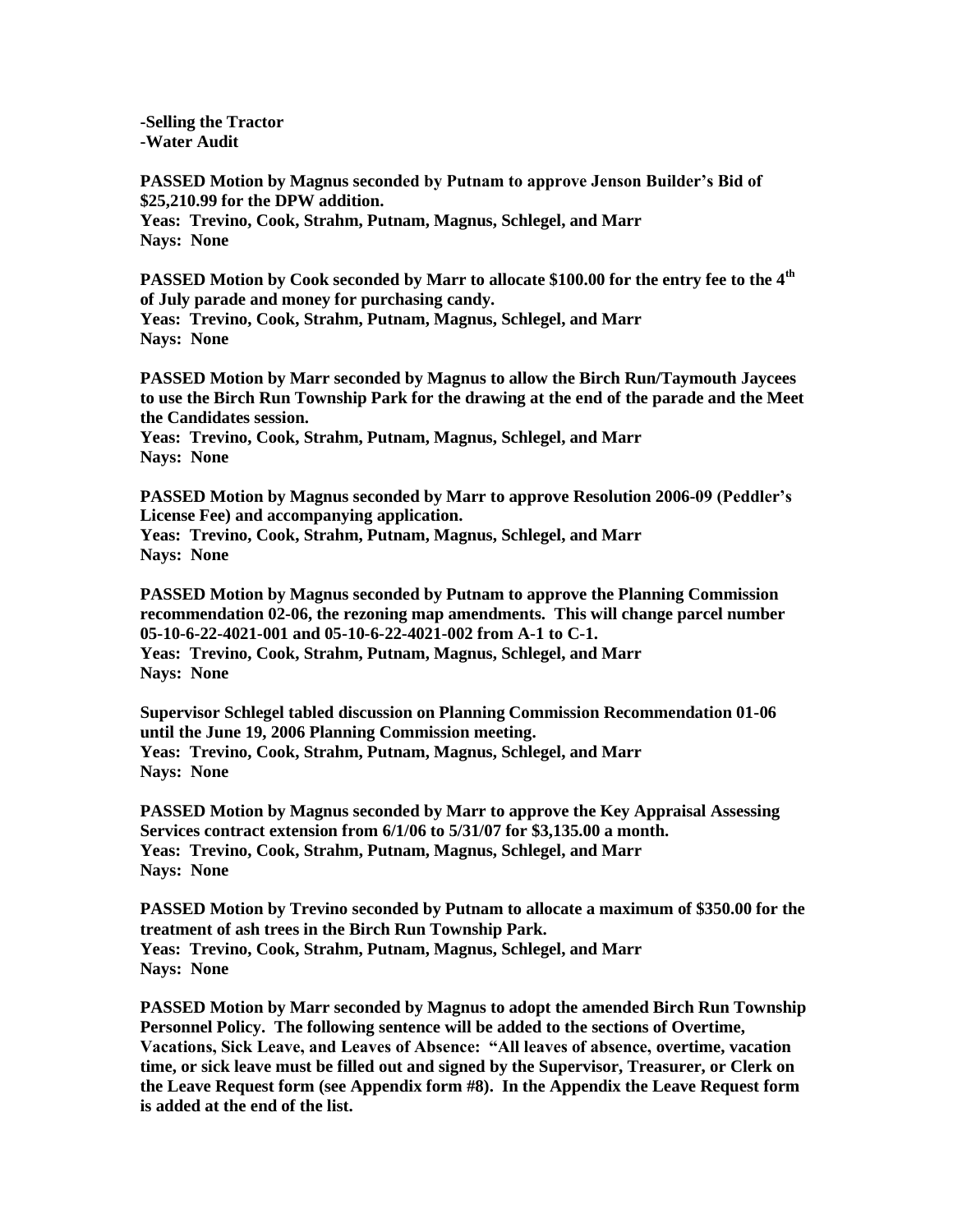**-Selling the Tractor**
**-Water Audit**

**PASSED Motion by Magnus seconded by Putnam to approve Jenson Builder's Bid of $25,210.99 for the DPW addition.**
**Yeas: Trevino, Cook, Strahm, Putnam, Magnus, Schlegel, and Marr**
**Nays: None**

**PASSED Motion by Cook seconded by Marr to allocate $100.00 for the entry fee to the 4th of July parade and money for purchasing candy.**
**Yeas: Trevino, Cook, Strahm, Putnam, Magnus, Schlegel, and Marr**
**Nays: None**

**PASSED Motion by Marr seconded by Magnus to allow the Birch Run/Taymouth Jaycees to use the Birch Run Township Park for the drawing at the end of the parade and the Meet the Candidates session.**
**Yeas: Trevino, Cook, Strahm, Putnam, Magnus, Schlegel, and Marr**
**Nays: None**

**PASSED Motion by Magnus seconded by Marr to approve Resolution 2006-09 (Peddler's License Fee) and accompanying application.**
**Yeas: Trevino, Cook, Strahm, Putnam, Magnus, Schlegel, and Marr**
**Nays: None**

**PASSED Motion by Magnus seconded by Putnam to approve the Planning Commission recommendation 02-06, the rezoning map amendments. This will change parcel number 05-10-6-22-4021-001 and 05-10-6-22-4021-002 from A-1 to C-1.**
**Yeas: Trevino, Cook, Strahm, Putnam, Magnus, Schlegel, and Marr**
**Nays: None**

**Supervisor Schlegel tabled discussion on Planning Commission Recommendation 01-06 until the June 19, 2006 Planning Commission meeting.**
**Yeas: Trevino, Cook, Strahm, Putnam, Magnus, Schlegel, and Marr**
**Nays: None**

**PASSED Motion by Magnus seconded by Marr to approve the Key Appraisal Assessing Services contract extension from 6/1/06 to 5/31/07 for $3,135.00 a month.**
**Yeas: Trevino, Cook, Strahm, Putnam, Magnus, Schlegel, and Marr**
**Nays: None**

**PASSED Motion by Trevino seconded by Putnam to allocate a maximum of $350.00 for the treatment of ash trees in the Birch Run Township Park.**
**Yeas: Trevino, Cook, Strahm, Putnam, Magnus, Schlegel, and Marr**
**Nays: None**

**PASSED Motion by Marr seconded by Magnus to adopt the amended Birch Run Township Personnel Policy. The following sentence will be added to the sections of Overtime, Vacations, Sick Leave, and Leaves of Absence: "All leaves of absence, overtime, vacation time, or sick leave must be filled out and signed by the Supervisor, Treasurer, or Clerk on the Leave Request form (see Appendix form #8). In the Appendix the Leave Request form is added at the end of the list.**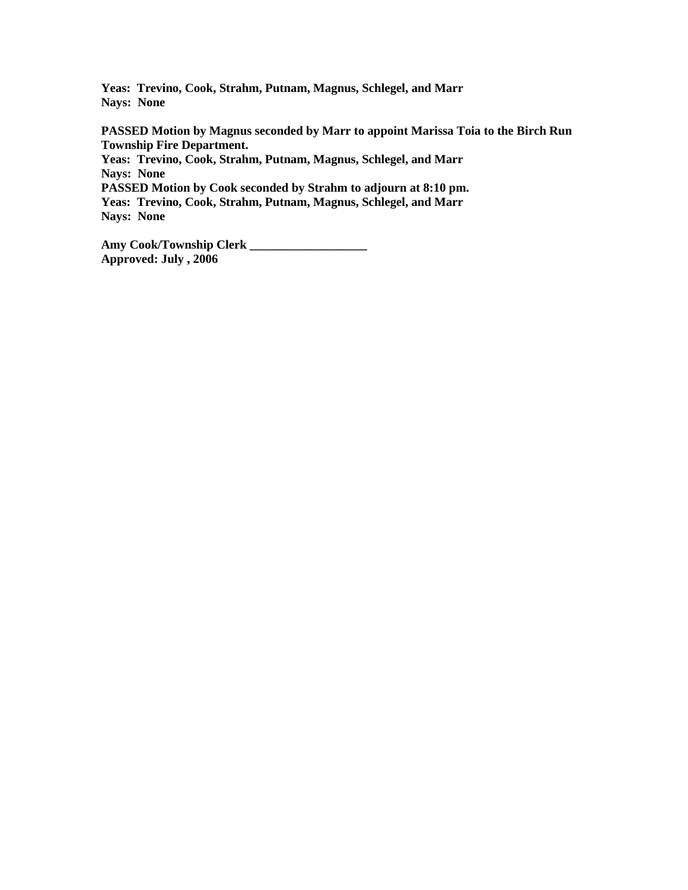**Yeas: Trevino, Cook, Strahm, Putnam, Magnus, Schlegel, and Marr**
**Nays: None**

**PASSED Motion by Magnus seconded by Marr to appoint Marissa Toia to the Birch Run Township Fire Department.**
**Yeas: Trevino, Cook, Strahm, Putnam, Magnus, Schlegel, and Marr**
**Nays: None**
**PASSED Motion by Cook seconded by Strahm to adjourn at 8:10 pm.**
**Yeas: Trevino, Cook, Strahm, Putnam, Magnus, Schlegel, and Marr**
**Nays: None**

**Amy Cook/Township Clerk ___________________**
**Approved: July , 2006**